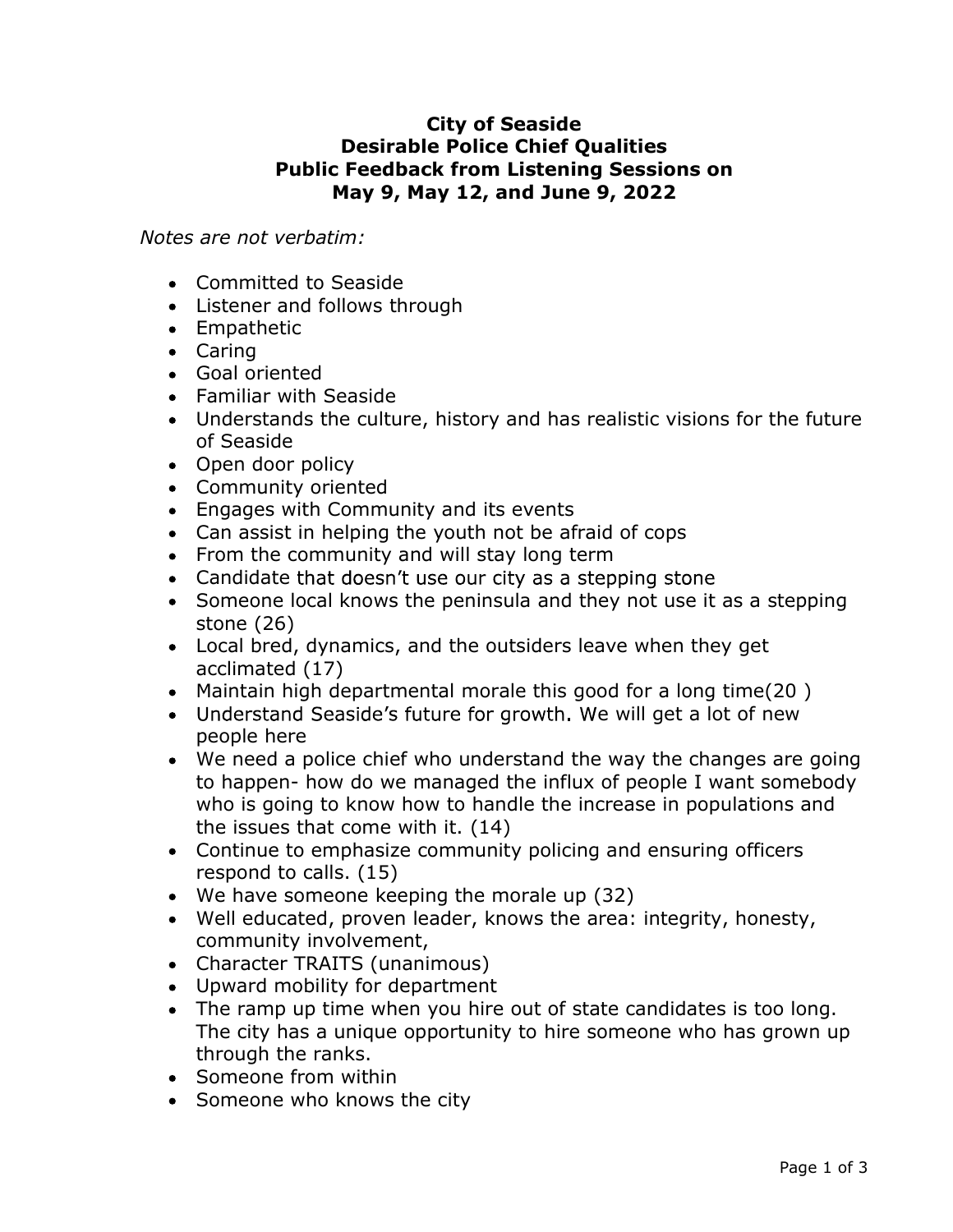# City of Seaside
# Desirable Police Chief Qualities
# Public Feedback from Listening Sessions on
# May 9, May 12, and June 9, 2022

*Notes are not verbatim:*

- Committed to Seaside
- Listener and follows through
- Empathetic
- Caring
- Goal oriented
- Familiar with Seaside
- Understands the culture, history and has realistic visions for the future of Seaside
- Open door policy
- Community oriented
- Engages with Community and its events
- Can assist in helping the youth not be afraid of cops
- From the community and will stay long term
- Candidate that doesn't use our city as a stepping stone
- Someone local knows the peninsula and they not use it as a stepping stone (26)
- Local bred, dynamics, and the outsiders leave when they get acclimated (17)
- Maintain high departmental morale this good for a long time(20 )
- Understand Seaside's future for growth. We will get a lot of new people here
- We need a police chief who understand the way the changes are going to happen- how do we managed the influx of people I want somebody who is going to know how to handle the increase in populations and the issues that come with it. (14)
- Continue to emphasize community policing and ensuring officers respond to calls. (15)
- We have someone keeping the morale up (32)
- Well educated, proven leader, knows the area: integrity, honesty, community involvement,
- Character TRAITS (unanimous)
- Upward mobility for department
- The ramp up time when you hire out of state candidates is too long. The city has a unique opportunity to hire someone who has grown up through the ranks.
- Someone from within
- Someone who knows the city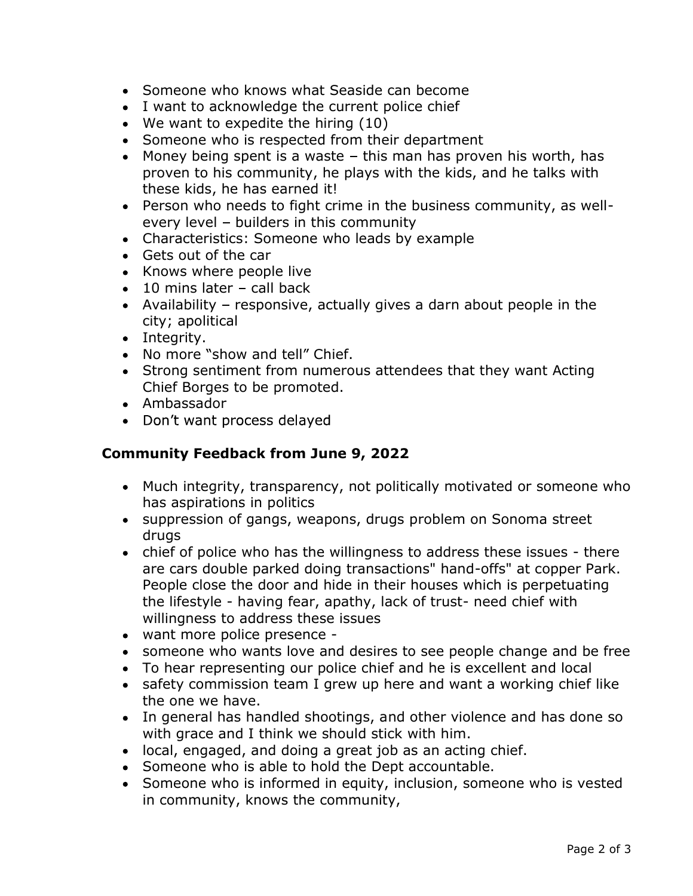- Someone who knows what Seaside can become
- I want to acknowledge the current police chief
- We want to expedite the hiring (10)
- Someone who is respected from their department
- Money being spent is a waste – this man has proven his worth, has proven to his community, he plays with the kids, and he talks with these kids, he has earned it!
- Person who needs to fight crime in the business community, as well- every level – builders in this community
- Characteristics: Someone who leads by example
- Gets out of the car
- Knows where people live
- 10 mins later – call back
- Availability – responsive, actually gives a darn about people in the city; apolitical
- Integrity.
- No more "show and tell" Chief.
- Strong sentiment from numerous attendees that they want Acting Chief Borges to be promoted.
- Ambassador
- Don't want process delayed

## Community Feedback from June 9, 2022

- Much integrity, transparency, not politically motivated or someone who has aspirations in politics
- suppression of gangs, weapons, drugs problem on Sonoma street drugs
- chief of police who has the willingness to address these issues - there are cars double parked doing transactions" hand-offs" at copper Park. People close the door and hide in their houses which is perpetuating the lifestyle - having fear, apathy, lack of trust- need chief with willingness to address these issues
- want more police presence -
- someone who wants love and desires to see people change and be free
- To hear representing our police chief and he is excellent and local
- safety commission team I grew up here and want a working chief like the one we have.
- In general has handled shootings, and other violence and has done so with grace and I think we should stick with him.
- local, engaged, and doing a great job as an acting chief.
- Someone who is able to hold the Dept accountable.
- Someone who is informed in equity, inclusion, someone who is vested in community, knows the community,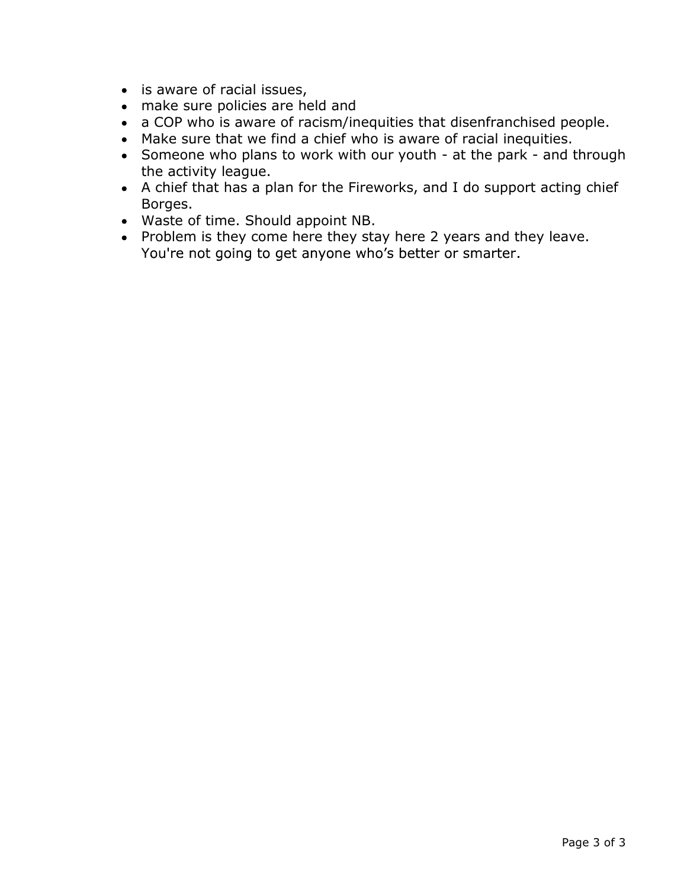- is aware of racial issues,
- make sure policies are held and
- a COP who is aware of racism/inequities that disenfranchised people.
- Make sure that we find a chief who is aware of racial inequities.
- Someone who plans to work with our youth - at the park - and through the activity league.
- A chief that has a plan for the Fireworks, and I do support acting chief Borges.
- Waste of time. Should appoint NB.
- Problem is they come here they stay here 2 years and they leave. You're not going to get anyone who's better or smarter.